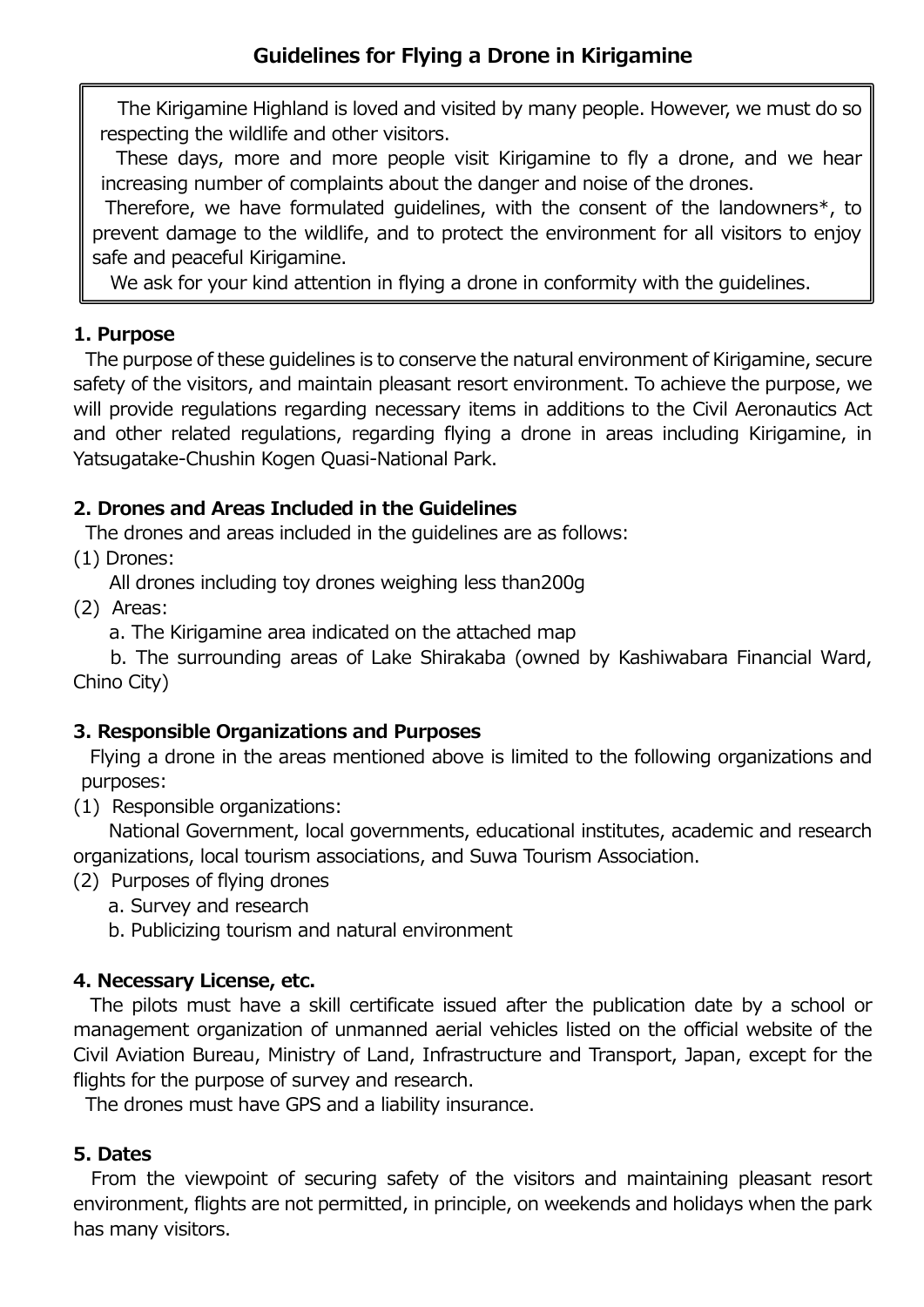# Guidelines for Flying a Drone in Kirigamine

> The Kirigamine Highland is loved and visited by many people. However, we must do so respecting the wildlife and other visitors.
>
> These days, more and more people visit Kirigamine to fly a drone, and we hear increasing number of complaints about the danger and noise of the drones.
>
> Therefore, we have formulated guidelines, with the consent of the landowners*, to prevent damage to the wildlife, and to protect the environment for all visitors to enjoy safe and peaceful Kirigamine.
>
> We ask for your kind attention in flying a drone in conformity with the guidelines.

## 1. Purpose

The purpose of these guidelines is to conserve the natural environment of Kirigamine, secure safety of the visitors, and maintain pleasant resort environment. To achieve the purpose, we will provide regulations regarding necessary items in additions to the Civil Aeronautics Act and other related regulations, regarding flying a drone in areas including Kirigamine, in Yatsugatake-Chushin Kogen Quasi-National Park.

## 2. Drones and Areas Included in the Guidelines

The drones and areas included in the guidelines are as follows:

(1) Drones:

All drones including toy drones weighing less than200g

(2) Areas:

a. The Kirigamine area indicated on the attached map

b. The surrounding areas of Lake Shirakaba (owned by Kashiwabara Financial Ward, Chino City)

## 3. Responsible Organizations and Purposes

Flying a drone in the areas mentioned above is limited to the following organizations and purposes:

(1) Responsible organizations:

National Government, local governments, educational institutes, academic and research organizations, local tourism associations, and Suwa Tourism Association.

(2) Purposes of flying drones

a. Survey and research

b. Publicizing tourism and natural environment

## 4. Necessary License, etc.

The pilots must have a skill certificate issued after the publication date by a school or management organization of unmanned aerial vehicles listed on the official website of the Civil Aviation Bureau, Ministry of Land, Infrastructure and Transport, Japan, except for the flights for the purpose of survey and research.

The drones must have GPS and a liability insurance.

## 5. Dates

From the viewpoint of securing safety of the visitors and maintaining pleasant resort environment, flights are not permitted, in principle, on weekends and holidays when the park has many visitors.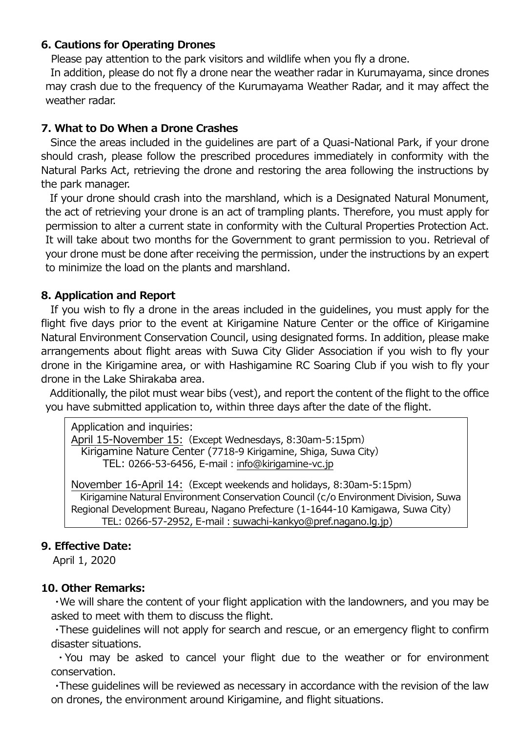### 6. Cautions for Operating Drones

Please pay attention to the park visitors and wildlife when you fly a drone.

In addition, please do not fly a drone near the weather radar in Kurumayama, since drones may crash due to the frequency of the Kurumayama Weather Radar, and it may affect the weather radar.

### 7. What to Do When a Drone Crashes

Since the areas included in the guidelines are part of a Quasi-National Park, if your drone should crash, please follow the prescribed procedures immediately in conformity with the Natural Parks Act, retrieving the drone and restoring the area following the instructions by the park manager.

If your drone should crash into the marshland, which is a Designated Natural Monument, the act of retrieving your drone is an act of trampling plants. Therefore, you must apply for permission to alter a current state in conformity with the Cultural Properties Protection Act. It will take about two months for the Government to grant permission to you. Retrieval of your drone must be done after receiving the permission, under the instructions by an expert to minimize the load on the plants and marshland.

### 8. Application and Report

If you wish to fly a drone in the areas included in the guidelines, you must apply for the flight five days prior to the event at Kirigamine Nature Center or the office of Kirigamine Natural Environment Conservation Council, using designated forms. In addition, please make arrangements about flight areas with Suwa City Glider Association if you wish to fly your drone in the Kirigamine area, or with Hashigamine RC Soaring Club if you wish to fly your drone in the Lake Shirakaba area.

Additionally, the pilot must wear bibs (vest), and report the content of the flight to the office you have submitted application to, within three days after the date of the flight.

> Application and inquiries:
>
> April 15-November 15: (Except Wednesdays, 8:30am-5:15pm)
> Kirigamine Nature Center (7718-9 Kirigamine, Shiga, Suwa City)
> TEL: 0266-53-6456, E-mail : info@kirigamine-vc.jp
>
> November 16-April 14: (Except weekends and holidays, 8:30am-5:15pm)
> Kirigamine Natural Environment Conservation Council (c/o Environment Division, Suwa Regional Development Bureau, Nagano Prefecture (1-1644-10 Kamigawa, Suwa City)
> TEL: 0266-57-2952, E-mail : suwachi-kankyo@pref.nagano.lg.jp)

### 9. Effective Date:

April 1, 2020

### 10. Other Remarks:

- We will share the content of your flight application with the landowners, and you may be asked to meet with them to discuss the flight.
- These guidelines will not apply for search and rescue, or an emergency flight to confirm disaster situations.
- You may be asked to cancel your flight due to the weather or for environment conservation.
- These guidelines will be reviewed as necessary in accordance with the revision of the law on drones, the environment around Kirigamine, and flight situations.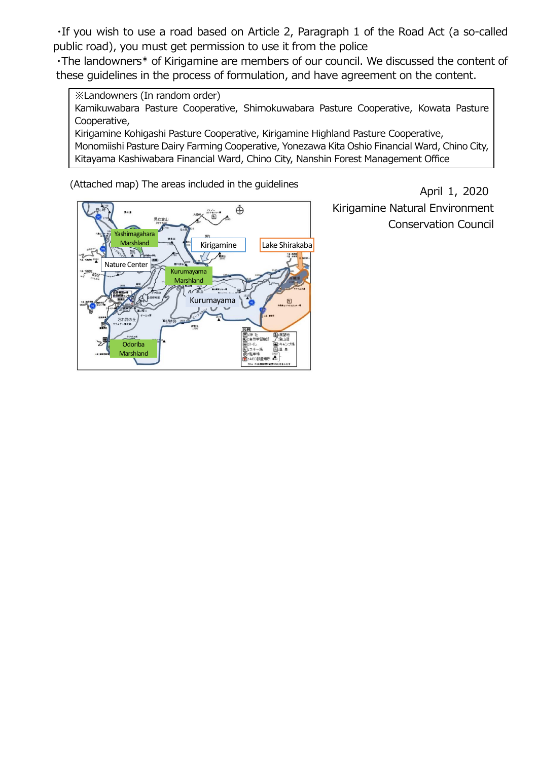・If you wish to use a road based on Article 2, Paragraph 1 of the Road Act (a so-called public road), you must get permission to use it from the police

・The landowners* of Kirigamine are members of our council. We discussed the content of these guidelines in the process of formulation, and have agreement on the content.

> ※Landowners (In random order)
> Kamikuwabara Pasture Cooperative, Shimokuwabara Pasture Cooperative, Kowata Pasture Cooperative,
> Kirigamine Kohigashi Pasture Cooperative, Kirigamine Highland Pasture Cooperative,
> Monomiishi Pasture Dairy Farming Cooperative, Yonezawa Kita Oshio Financial Ward, Chino City,
> Kitayama Kashiwabara Financial Ward, Chino City, Nanshin Forest Management Office

(Attached map) The areas included in the guidelines

Yashimagahara Marshland
Kirigamine
Lake Shirakaba
Nature Center
Kurumayama Marshland
Kurumayama
Odoriba Marshland

April 1, 2020

Kirigamine Natural Environment Conservation Council